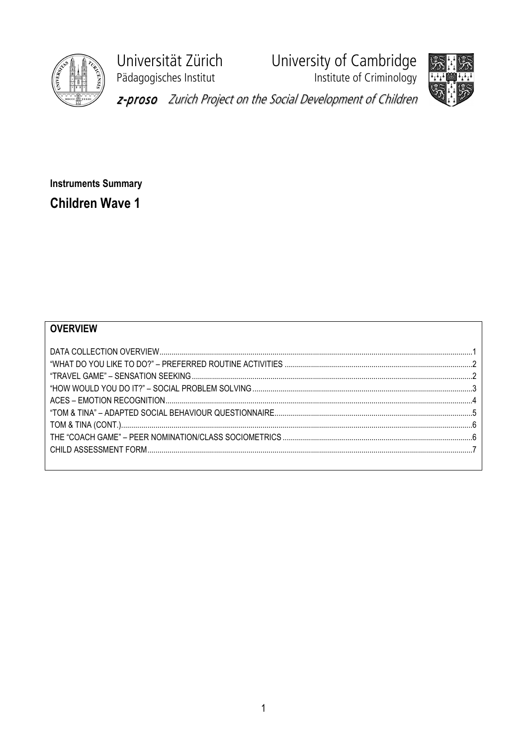Universität Zürich
Pädagogisches Institut

University of Cambridge
Institute of Criminology

*z-proso Zurich Project on the Social Development of Children*

**Instruments Summary**

## Children Wave 1

### OVERVIEW

- DATA COLLECTION OVERVIEW.....1
- "WHAT DO YOU LIKE TO DO?" – PREFERRED ROUTINE ACTIVITIES.....2
- "TRAVEL GAME" – SENSATION SEEKING.....2
- "HOW WOULD YOU DO IT?" – SOCIAL PROBLEM SOLVING.....3
- ACES – EMOTION RECOGNITION.....4
- "TOM & TINA" – ADAPTED SOCIAL BEHAVIOUR QUESTIONNAIRE.....5
- TOM & TINA (CONT.).....6
- THE "COACH GAME" – PEER NOMINATION/CLASS SOCIOMETRICS.....6
- CHILD ASSESSMENT FORM.....7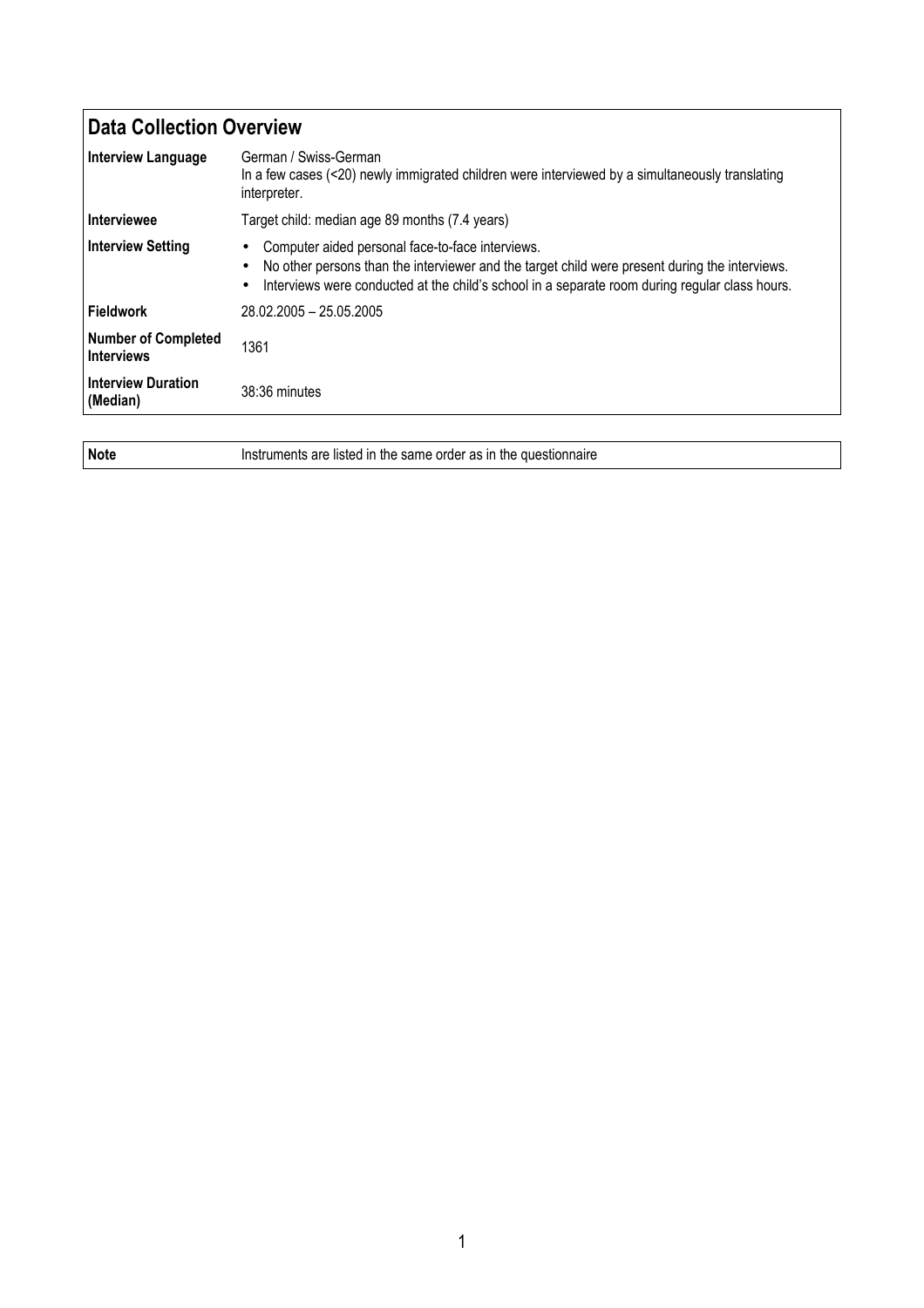## Data Collection Overview

| | |
|---|---|
| **Interview Language** | German / Swiss-German<br>In a few cases (<20) newly immigrated children were interviewed by a simultaneously translating interpreter. |
| **Interviewee** | Target child: median age 89 months (7.4 years) |
| **Interview Setting** | • Computer aided personal face-to-face interviews.<br>• No other persons than the interviewer and the target child were present during the interviews.<br>• Interviews were conducted at the child's school in a separate room during regular class hours. |
| **Fieldwork** | 28.02.2005 – 25.05.2005 |
| **Number of Completed Interviews** | 1361 |
| **Interview Duration (Median)** | 38:36 minutes |

| | |
|---|---|
| **Note** | Instruments are listed in the same order as in the questionnaire |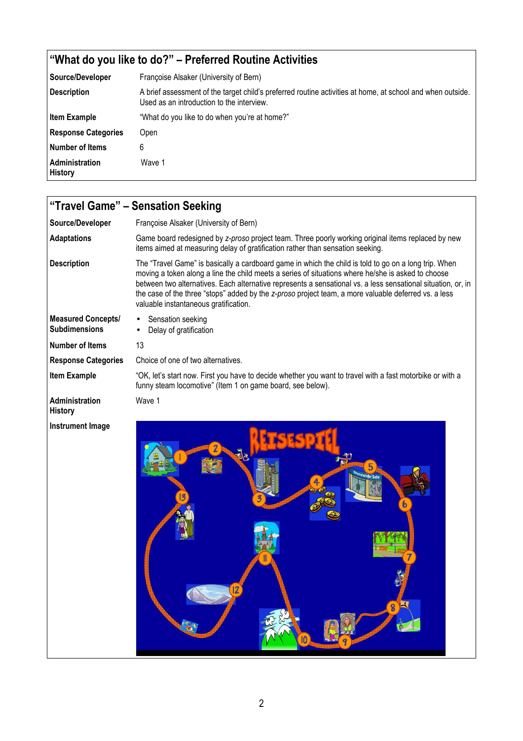## "What do you like to do?" – Preferred Routine Activities

| | |
|---|---|
| **Source/Developer** | Françoise Alsaker (University of Bern) |
| **Description** | A brief assessment of the target child's preferred routine activities at home, at school and when outside. Used as an introduction to the interview. |
| **Item Example** | "What do you like to do when you're at home?" |
| **Response Categories** | Open |
| **Number of Items** | 6 |
| **Administration History** | Wave 1 |

## "Travel Game" – Sensation Seeking

| | |
|---|---|
| **Source/Developer** | Françoise Alsaker (University of Bern) |
| **Adaptations** | Game board redesigned by *z-proso* project team. Three poorly working original items replaced by new items aimed at measuring delay of gratification rather than sensation seeking. |
| **Description** | The "Travel Game" is basically a cardboard game in which the child is told to go on a long trip. When moving a token along a line the child meets a series of situations where he/she is asked to choose between two alternatives. Each alternative represents a sensational vs. a less sensational situation, or, in the case of the three "stops" added by the *z-proso* project team, a more valuable deferred vs. a less valuable instantaneous gratification. |
| **Measured Concepts/ Subdimensions** | • Sensation seeking<br>• Delay of gratification |
| **Number of Items** | 13 |
| **Response Categories** | Choice of one of two alternatives. |
| **Item Example** | "OK, let's start now. First you have to decide whether you want to travel with a fast motorbike or with a funny steam locomotive" (Item 1 on game board, see below). |
| **Administration History** | Wave 1 |
| **Instrument Image** | |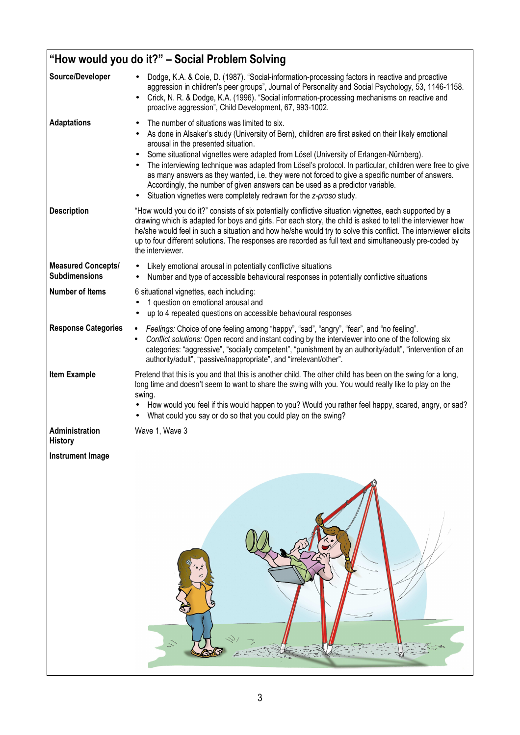## "How would you do it?" – Social Problem Solving

| | |
|---|---|
| **Source/Developer** | • Dodge, K.A. & Coie, D. (1987). "Social-information-processing factors in reactive and proactive aggression in children's peer groups", Journal of Personality and Social Psychology, 53, 1146-1158.<br>• Crick, N. R. & Dodge, K.A. (1996). "Social information-processing mechanisms on reactive and proactive aggression", Child Development, 67, 993-1002. |
| **Adaptations** | • The number of situations was limited to six.<br>• As done in Alsaker's study (University of Bern), children are first asked on their likely emotional arousal in the presented situation.<br>• Some situational vignettes were adapted from Lösel (University of Erlangen-Nürnberg).<br>• The interviewing technique was adapted from Lösel's protocol. In particular, children were free to give as many answers as they wanted, i.e. they were not forced to give a specific number of answers. Accordingly, the number of given answers can be used as a predictor variable.<br>• Situation vignettes were completely redrawn for the *z-proso* study. |
| **Description** | "How would you do it?" consists of six potentially conflictive situation vignettes, each supported by a drawing which is adapted for boys and girls. For each story, the child is asked to tell the interviewer how he/she would feel in such a situation and how he/she would try to solve this conflict. The interviewer elicits up to four different solutions. The responses are recorded as full text and simultaneously pre-coded by the interviewer. |
| **Measured Concepts/ Subdimensions** | • Likely emotional arousal in potentially conflictive situations<br>• Number and type of accessible behavioural responses in potentially conflictive situations |
| **Number of Items** | 6 situational vignettes, each including:<br>• 1 question on emotional arousal and<br>• up to 4 repeated questions on accessible behavioural responses |
| **Response Categories** | • *Feelings:* Choice of one feeling among "happy", "sad", "angry", "fear", and "no feeling".<br>• *Conflict solutions:* Open record and instant coding by the interviewer into one of the following six categories: "aggressive", "socially competent", "punishment by an authority/adult", "intervention of an authority/adult", "passive/inappropriate", and "irrelevant/other". |
| **Item Example** | Pretend that this is you and that this is another child. The other child has been on the swing for a long, long time and doesn't seem to want to share the swing with you. You would really like to play on the swing.<br>• How would you feel if this would happen to you? Would you rather feel happy, scared, angry, or sad?<br>• What could you say or do so that you could play on the swing? |
| **Administration History** | Wave 1, Wave 3 |
| **Instrument Image** | |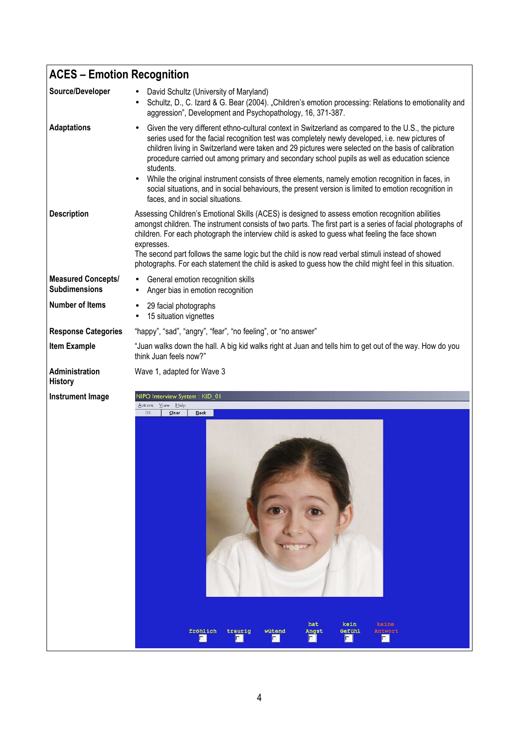## ACES – Emotion Recognition

| | |
|---|---|
| **Source/Developer** | • David Schultz (University of Maryland)<br>• Schultz, D., C. Izard & G. Bear (2004). „Children's emotion processing: Relations to emotionality and aggression", Development and Psychopathology, 16, 371-387. |
| **Adaptations** | • Given the very different ethno-cultural context in Switzerland as compared to the U.S., the picture series used for the facial recognition test was completely newly developed, i.e. new pictures of children living in Switzerland were taken and 29 pictures were selected on the basis of calibration procedure carried out among primary and secondary school pupils as well as education science students.<br>• While the original instrument consists of three elements, namely emotion recognition in faces, in social situations, and in social behaviours, the present version is limited to emotion recognition in faces, and in social situations. |
| **Description** | Assessing Children's Emotional Skills (ACES) is designed to assess emotion recognition abilities amongst children. The instrument consists of two parts. The first part is a series of facial photographs of children. For each photograph the interview child is asked to guess what feeling the face shown expresses.<br>The second part follows the same logic but the child is now read verbal stimuli instead of showed photographs. For each statement the child is asked to guess how the child might feel in this situation. |
| **Measured Concepts/ Subdimensions** | • General emotion recognition skills<br>• Anger bias in emotion recognition |
| **Number of Items** | • 29 facial photographs<br>• 15 situation vignettes |
| **Response Categories** | "happy", "sad", "angry", "fear", "no feeling", or "no answer" |
| **Item Example** | "Juan walks down the hall. A big kid walks right at Juan and tells him to get out of the way. How do you think Juan feels now?" |
| **Administration History** | Wave 1, adapted for Wave 3 |
| **Instrument Image** | |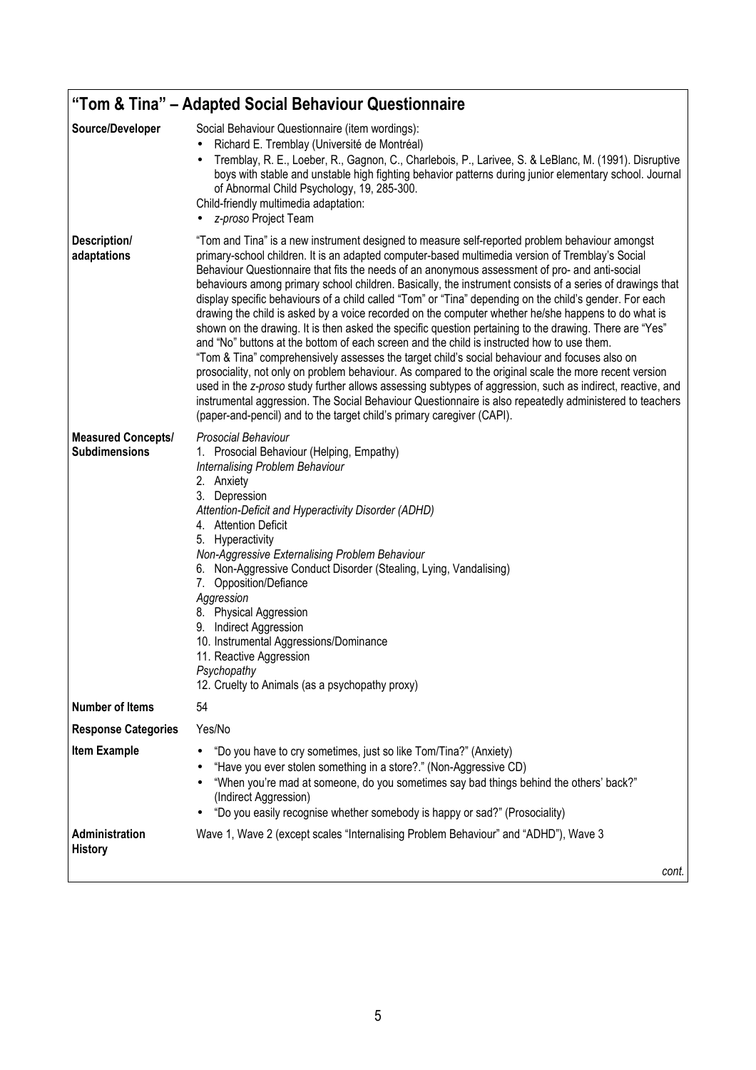## "Tom & Tina" – Adapted Social Behaviour Questionnaire

| | |
|---|---|
| **Source/Developer** | Social Behaviour Questionnaire (item wordings):<br>• Richard E. Tremblay (Université de Montréal)<br>• Tremblay, R. E., Loeber, R., Gagnon, C., Charlebois, P., Larivee, S. & LeBlanc, M. (1991). Disruptive boys with stable and unstable high fighting behavior patterns during junior elementary school. Journal of Abnormal Child Psychology, 19, 285-300.<br>Child-friendly multimedia adaptation:<br>• *z-proso* Project Team |
| **Description/ adaptations** | "Tom and Tina" is a new instrument designed to measure self-reported problem behaviour amongst primary-school children. It is an adapted computer-based multimedia version of Tremblay's Social Behaviour Questionnaire that fits the needs of an anonymous assessment of pro- and anti-social behaviours among primary school children. Basically, the instrument consists of a series of drawings that display specific behaviours of a child called "Tom" or "Tina" depending on the child's gender. For each drawing the child is asked by a voice recorded on the computer whether he/she happens to do what is shown on the drawing. It is then asked the specific question pertaining to the drawing. There are "Yes" and "No" buttons at the bottom of each screen and the child is instructed how to use them.<br>"Tom & Tina" comprehensively assesses the target child's social behaviour and focuses also on prosociality, not only on problem behaviour. As compared to the original scale the more recent version used in the *z-proso* study further allows assessing subtypes of aggression, such as indirect, reactive, and instrumental aggression. The Social Behaviour Questionnaire is also repeatedly administered to teachers (paper-and-pencil) and to the target child's primary caregiver (CAPI). |
| **Measured Concepts/ Subdimensions** | *Prosocial Behaviour*<br>1. Prosocial Behaviour (Helping, Empathy)<br>*Internalising Problem Behaviour*<br>2. Anxiety<br>3. Depression<br>*Attention-Deficit and Hyperactivity Disorder (ADHD)*<br>4. Attention Deficit<br>5. Hyperactivity<br>*Non-Aggressive Externalising Problem Behaviour*<br>6. Non-Aggressive Conduct Disorder (Stealing, Lying, Vandalising)<br>7. Opposition/Defiance<br>*Aggression*<br>8. Physical Aggression<br>9. Indirect Aggression<br>10. Instrumental Aggressions/Dominance<br>11. Reactive Aggression<br>*Psychopathy*<br>12. Cruelty to Animals (as a psychopathy proxy) |
| **Number of Items** | 54 |
| **Response Categories** | Yes/No |
| **Item Example** | • "Do you have to cry sometimes, just so like Tom/Tina?" (Anxiety)<br>• "Have you ever stolen something in a store?." (Non-Aggressive CD)<br>• "When you're mad at someone, do you sometimes say bad things behind the others' back?" (Indirect Aggression)<br>• "Do you easily recognise whether somebody is happy or sad?" (Prosociality) |
| **Administration History** | Wave 1, Wave 2 (except scales "Internalising Problem Behaviour" and "ADHD"), Wave 3 |

*cont.*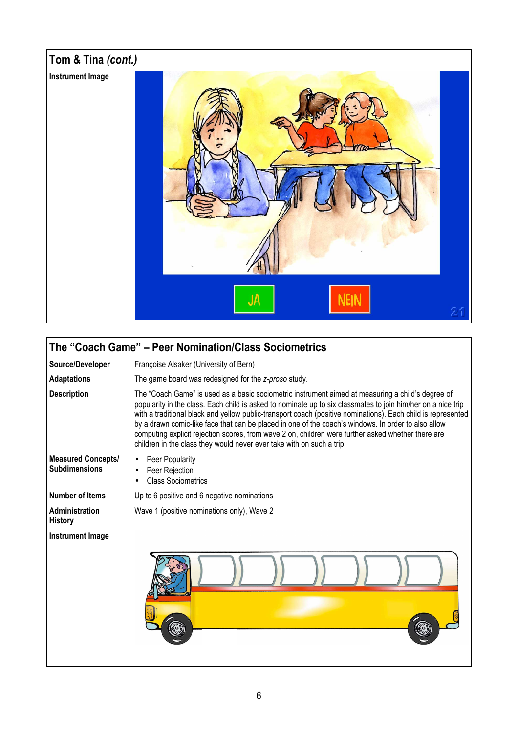## Tom & Tina *(cont.)*

**Instrument Image**

## The "Coach Game" – Peer Nomination/Class Sociometrics

| | |
|---|---|
| **Source/Developer** | Françoise Alsaker (University of Bern) |
| **Adaptations** | The game board was redesigned for the *z-proso* study. |
| **Description** | The "Coach Game" is used as a basic sociometric instrument aimed at measuring a child's degree of popularity in the class. Each child is asked to nominate up to six classmates to join him/her on a nice trip with a traditional black and yellow public-transport coach (positive nominations). Each child is represented by a drawn comic-like face that can be placed in one of the coach's windows. In order to also allow computing explicit rejection scores, from wave 2 on, children were further asked whether there are children in the class they would never ever take with on such a trip. |
| **Measured Concepts/ Subdimensions** | • Peer Popularity<br>• Peer Rejection<br>• Class Sociometrics |
| **Number of Items** | Up to 6 positive and 6 negative nominations |
| **Administration History** | Wave 1 (positive nominations only), Wave 2 |
| **Instrument Image** | |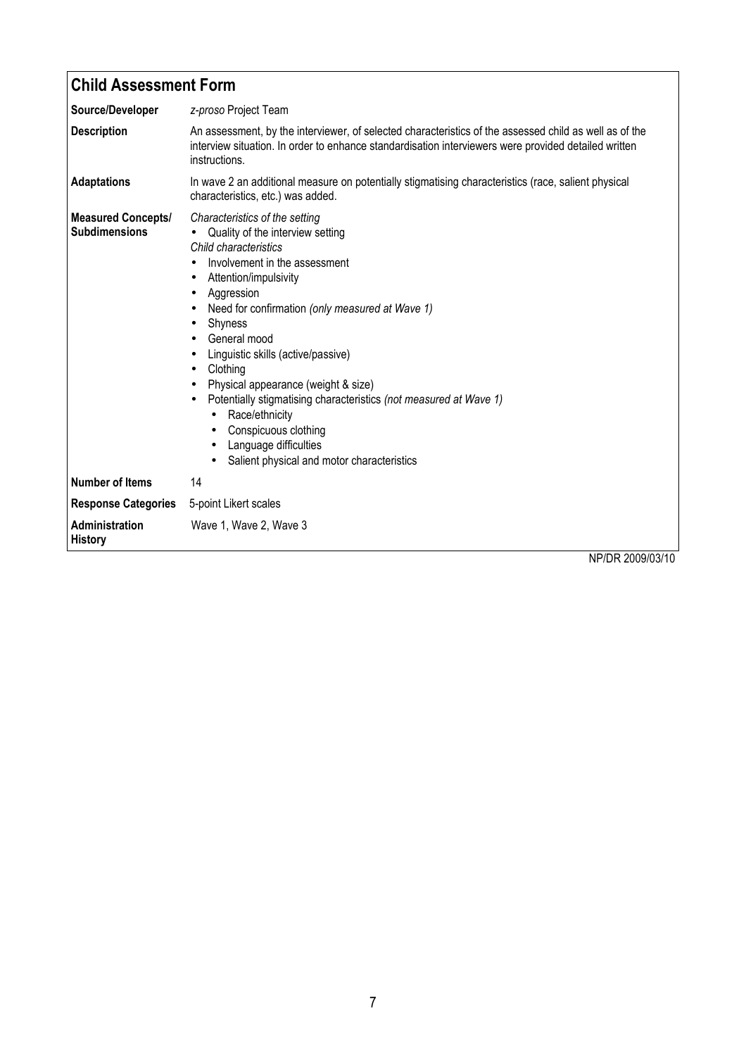## Child Assessment Form

| | |
|---|---|
| **Source/Developer** | *z-proso* Project Team |
| **Description** | An assessment, by the interviewer, of selected characteristics of the assessed child as well as of the interview situation. In order to enhance standardisation interviewers were provided detailed written instructions. |
| **Adaptations** | In wave 2 an additional measure on potentially stigmatising characteristics (race, salient physical characteristics, etc.) was added. |
| **Measured Concepts/ Subdimensions** | *Characteristics of the setting*<br>• Quality of the interview setting<br>*Child characteristics*<br>• Involvement in the assessment<br>• Attention/impulsivity<br>• Aggression<br>• Need for confirmation *(only measured at Wave 1)*<br>• Shyness<br>• General mood<br>• Linguistic skills (active/passive)<br>• Clothing<br>• Physical appearance (weight & size)<br>• Potentially stigmatising characteristics *(not measured at Wave 1)*<br>&nbsp;&nbsp;&nbsp;&nbsp;• Race/ethnicity<br>&nbsp;&nbsp;&nbsp;&nbsp;• Conspicuous clothing<br>&nbsp;&nbsp;&nbsp;&nbsp;• Language difficulties<br>&nbsp;&nbsp;&nbsp;&nbsp;• Salient physical and motor characteristics |
| **Number of Items** | 14 |
| **Response Categories** | 5-point Likert scales |
| **Administration History** | Wave 1, Wave 2, Wave 3 |

NP/DR 2009/03/10